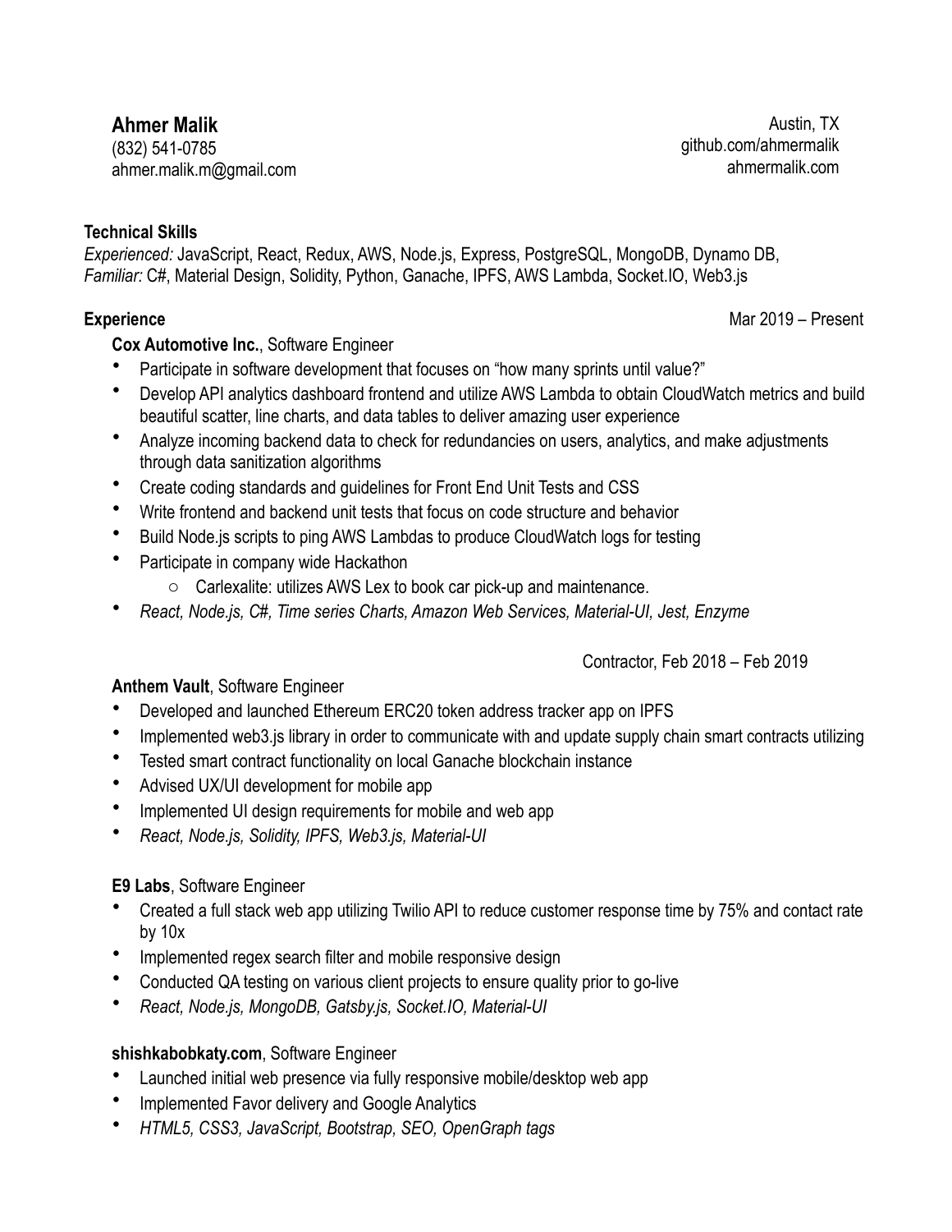# Ahmer Malik

(832) 541-0785
ahmer.malik.m@gmail.com

Austin, TX
github.com/ahmermalik
ahmermalik.com

## Technical Skills

*Experienced:* JavaScript, React, Redux, AWS, Node.js, Express, PostgreSQL, MongoDB, Dynamo DB,
*Familiar:* C#, Material Design, Solidity, Python, Ganache, IPFS, AWS Lambda, Socket.IO, Web3.js

## Experience

Mar 2019 – Present

**Cox Automotive Inc.**, Software Engineer

- Participate in software development that focuses on “how many sprints until value?”
- Develop API analytics dashboard frontend and utilize AWS Lambda to obtain CloudWatch metrics and build beautiful scatter, line charts, and data tables to deliver amazing user experience
- Analyze incoming backend data to check for redundancies on users, analytics, and make adjustments through data sanitization algorithms
- Create coding standards and guidelines for Front End Unit Tests and CSS
- Write frontend and backend unit tests that focus on code structure and behavior
- Build Node.js scripts to ping AWS Lambdas to produce CloudWatch logs for testing
- Participate in company wide Hackathon
  - Carlexalite: utilizes AWS Lex to book car pick-up and maintenance.
- *React, Node.js, C#, Time series Charts, Amazon Web Services, Material-UI, Jest, Enzyme*

Contractor, Feb 2018 – Feb 2019

**Anthem Vault**, Software Engineer

- Developed and launched Ethereum ERC20 token address tracker app on IPFS
- Implemented web3.js library in order to communicate with and update supply chain smart contracts utilizing
- Tested smart contract functionality on local Ganache blockchain instance
- Advised UX/UI development for mobile app
- Implemented UI design requirements for mobile and web app
- *React, Node.js, Solidity, IPFS, Web3.js, Material-UI*

**E9 Labs**, Software Engineer

- Created a full stack web app utilizing Twilio API to reduce customer response time by 75% and contact rate by 10x
- Implemented regex search filter and mobile responsive design
- Conducted QA testing on various client projects to ensure quality prior to go-live
- *React, Node.js, MongoDB, Gatsby.js, Socket.IO, Material-UI*

**shishkabobkaty.com**, Software Engineer

- Launched initial web presence via fully responsive mobile/desktop web app
- Implemented Favor delivery and Google Analytics
- *HTML5, CSS3, JavaScript, Bootstrap, SEO, OpenGraph tags*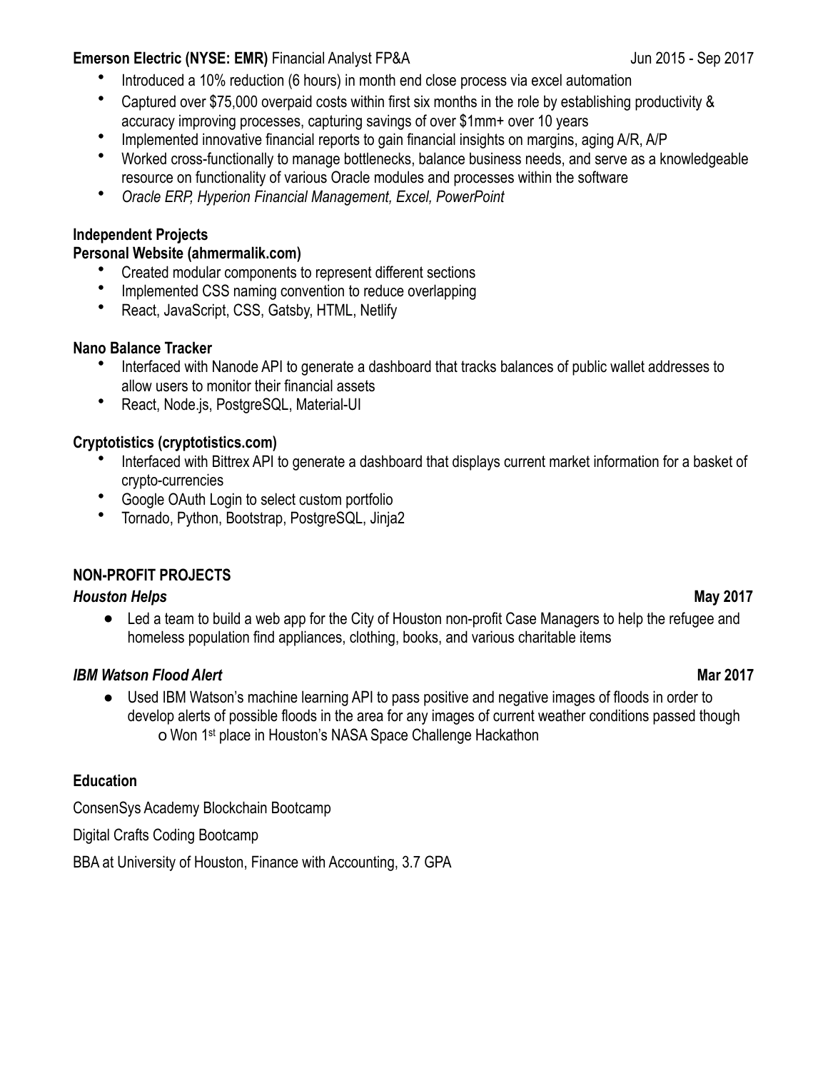**Emerson Electric (NYSE: EMR)** Financial Analyst FP&A Jun 2015 - Sep 2017

- Introduced a 10% reduction (6 hours) in month end close process via excel automation
- Captured over $75,000 overpaid costs within first six months in the role by establishing productivity & accuracy improving processes, capturing savings of over $1mm+ over 10 years
- Implemented innovative financial reports to gain financial insights on margins, aging A/R, A/P
- Worked cross-functionally to manage bottlenecks, balance business needs, and serve as a knowledgeable resource on functionality of various Oracle modules and processes within the software
- *Oracle ERP, Hyperion Financial Management, Excel, PowerPoint*

**Independent Projects**

**Personal Website (ahmermalik.com)**

- Created modular components to represent different sections
- Implemented CSS naming convention to reduce overlapping
- React, JavaScript, CSS, Gatsby, HTML, Netlify

**Nano Balance Tracker**

- Interfaced with Nanode API to generate a dashboard that tracks balances of public wallet addresses to allow users to monitor their financial assets
- React, Node.js, PostgreSQL, Material-UI

**Cryptotistics (cryptotistics.com)**

- Interfaced with Bittrex API to generate a dashboard that displays current market information for a basket of crypto-currencies
- Google OAuth Login to select custom portfolio
- Tornado, Python, Bootstrap, PostgreSQL, Jinja2

**NON-PROFIT PROJECTS**

***Houston Helps*** **May 2017**

- Led a team to build a web app for the City of Houston non-profit Case Managers to help the refugee and homeless population find appliances, clothing, books, and various charitable items

***IBM Watson Flood Alert*** **Mar 2017**

- Used IBM Watson's machine learning API to pass positive and negative images of floods in order to develop alerts of possible floods in the area for any images of current weather conditions passed though
  - Won 1st place in Houston's NASA Space Challenge Hackathon

**Education**

ConsenSys Academy Blockchain Bootcamp

Digital Crafts Coding Bootcamp

BBA at University of Houston, Finance with Accounting, 3.7 GPA